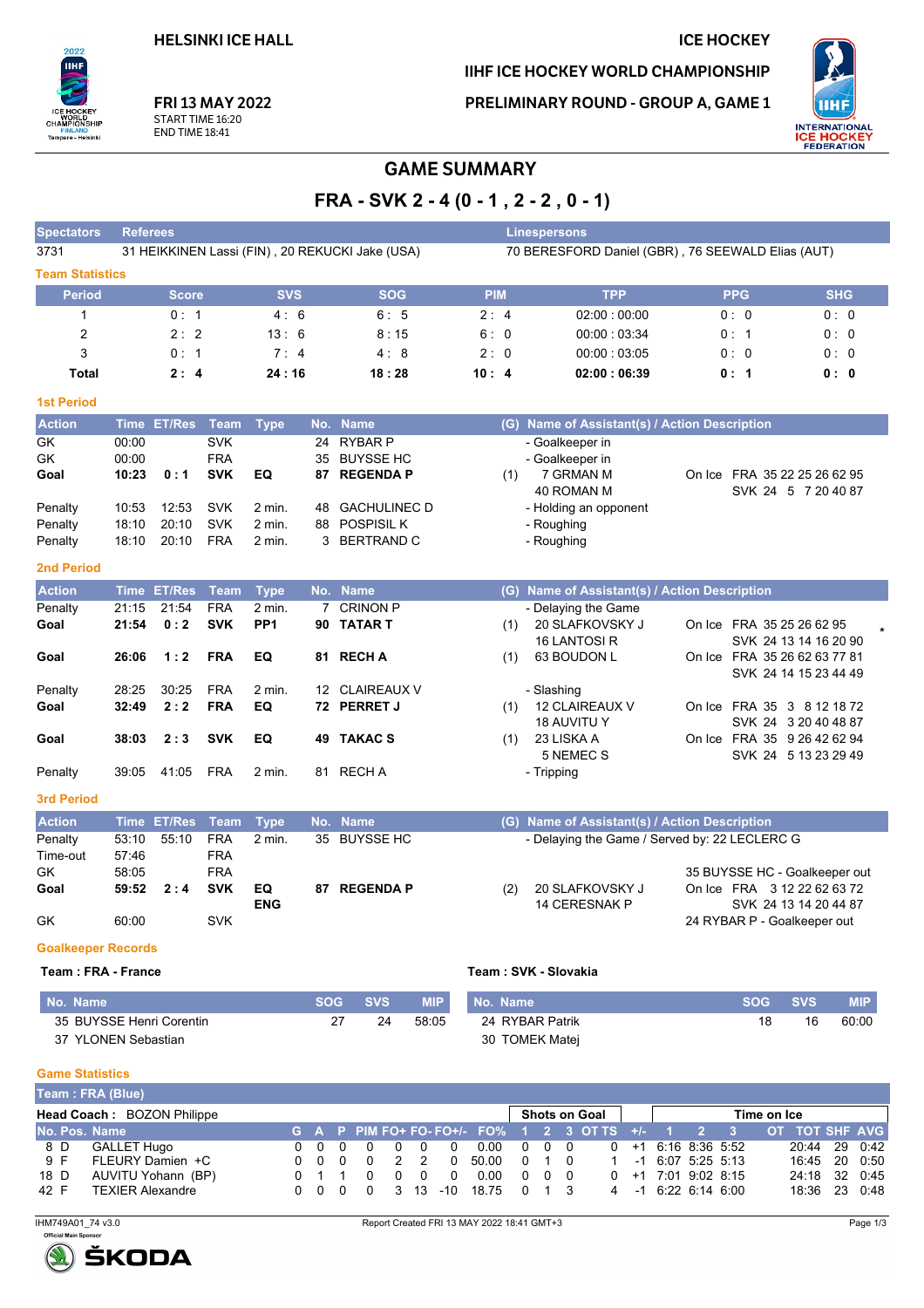HELSINKI ICE HALL

FRI 13 MAY 2022
START TIME 16:20
END TIME 18:41

ICE HOCKEY
IIHF ICE HOCKEY WORLD CHAMPIONSHIP
PRELIMINARY ROUND - GROUP A, GAME 1

# GAME SUMMARY

## FRA - SVK 2 - 4 (0 - 1 , 2 - 2 , 0 - 1)

| Spectators | Referees | Linespersons |
|---|---|---|
| 3731 | 31 HEIKKINEN Lassi (FIN) , 20 REKUCKI Jake (USA) | 70 BERESFORD Daniel (GBR) , 76 SEEWALD Elias (AUT) |

### Team Statistics

| Period | Score | SVS | SOG | PIM | TPP | PPG | SHG |
|---|---|---|---|---|---|---|---|
| 1 | 0 : 1 | 4 : 6 | 6 : 5 | 2 : 4 | 02:00 : 00:00 | 0 : 0 | 0 : 0 |
| 2 | 2 : 2 | 13 : 6 | 8 : 15 | 6 : 0 | 00:00 : 03:34 | 0 : 1 | 0 : 0 |
| 3 | 0 : 1 | 7 : 4 | 4 : 8 | 2 : 0 | 00:00 : 03:05 | 0 : 0 | 0 : 0 |
| **Total** | **2 : 4** | **24 : 16** | **18 : 28** | **10 : 4** | **02:00 : 06:39** | **0 : 1** | **0 : 0** |

### 1st Period

| Action | Time | ET/Res | Team | Type | No. | Name | (G) | Name of Assistant(s) / Action Description | |
|---|---|---|---|---|---|---|---|---|---|
| GK | 00:00 | | SVK | | 24 | RYBAR P | | - Goalkeeper in | |
| GK | 00:00 | | FRA | | 35 | BUYSSE HC | | - Goalkeeper in | |
| **Goal** | **10:23** | **0 : 1** | **SVK** | **EQ** | **87** | **REGENDA P** | (1) | 7 GRMAN M<br>40 ROMAN M | On Ice FRA 35 22 25 26 62 95<br>SVK 24 5 7 20 40 87 |
| Penalty | 10:53 | 12:53 | SVK | 2 min. | 48 | GACHULINEC D | | - Holding an opponent | |
| Penalty | 18:10 | 20:10 | SVK | 2 min. | 88 | POSPISIL K | | - Roughing | |
| Penalty | 18:10 | 20:10 | FRA | 2 min. | 3 | BERTRAND C | | - Roughing | |

### 2nd Period

| Action | Time | ET/Res | Team | Type | No. | Name | (G) | Name of Assistant(s) / Action Description | |
|---|---|---|---|---|---|---|---|---|---|
| Penalty | 21:15 | 21:54 | FRA | 2 min. | 7 | CRINON P | | - Delaying the Game | |
| **Goal** | **21:54** | **0 : 2** | **SVK** | **PP1** | **90** | **TATAR T** | (1) | 20 SLAFKOVSKY J<br>16 LANTOSI R | On Ice FRA 35 25 26 62 95<br>SVK 24 13 14 16 20 90 * |
| **Goal** | **26:06** | **1 : 2** | **FRA** | **EQ** | **81** | **RECH A** | (1) | 63 BOUDON L | On Ice FRA 35 26 62 63 77 81<br>SVK 24 14 15 23 44 49 |
| Penalty | 28:25 | 30:25 | FRA | 2 min. | 12 | CLAIREAUX V | | - Slashing | |
| **Goal** | **32:49** | **2 : 2** | **FRA** | **EQ** | **72** | **PERRET J** | (1) | 12 CLAIREAUX V<br>18 AUVITU Y | On Ice FRA 35 3 8 12 18 72<br>SVK 24 3 20 40 48 87 |
| **Goal** | **38:03** | **2 : 3** | **SVK** | **EQ** | **49** | **TAKAC S** | (1) | 23 LISKA A<br>5 NEMEC S | On Ice FRA 35 9 26 42 62 94<br>SVK 24 5 13 23 29 49 |
| Penalty | 39:05 | 41:05 | FRA | 2 min. | 81 | RECH A | | - Tripping | |

### 3rd Period

| Action | Time | ET/Res | Team | Type | No. | Name | (G) | Name of Assistant(s) / Action Description | |
|---|---|---|---|---|---|---|---|---|---|
| Penalty | 53:10 | 55:10 | FRA | 2 min. | 35 | BUYSSE HC | | - Delaying the Game / Served by: 22 LECLERC G | |
| Time-out | 57:46 | | FRA | | | | | | |
| GK | 58:05 | | FRA | | | | | | 35 BUYSSE HC - Goalkeeper out |
| **Goal** | **59:52** | **2 : 4** | **SVK** | **EQ ENG** | **87** | **REGENDA P** | (2) | 20 SLAFKOVSKY J<br>14 CERESNAK P | On Ice FRA 3 12 22 62 63 72<br>SVK 24 13 14 20 44 87 |
| GK | 60:00 | | SVK | | | | | | 24 RYBAR P - Goalkeeper out |

### Goalkeeper Records

**Team : FRA - France**

| No. Name | SOG | SVS | MIP |
|---|---|---|---|
| 35 BUYSSE Henri Corentin | 27 | 24 | 58:05 |
| 37 YLONEN Sebastian | | | |

**Team : SVK - Slovakia**

| No. Name | SOG | SVS | MIP |
|---|---|---|---|
| 24 RYBAR Patrik | 18 | 16 | 60:00 |
| 30 TOMEK Matej | | | |

### Game Statistics

**Team : FRA (Blue)**

Head Coach : BOZON Philippe

| No. | Pos. | Name | G | A | P | PIM | FO+ | FO- | FO+/- | FO% | SOG 1 | SOG 2 | SOG 3 | SOG OT | SOG TS | +/- | TOI 1 | TOI 2 | TOI 3 | TOI OT | TOT | SHF | AVG |
|---|---|---|---|---|---|---|---|---|---|---|---|---|---|---|---|---|---|---|---|---|---|---|---|
| 8 | D | GALLET Hugo | 0 | 0 | 0 | 0 | 0 | 0 | 0 | 0.00 | 0 | 0 | 0 | | 0 | +1 | 6:16 | 8:36 | 5:52 | | 20:44 | 29 | 0:42 |
| 9 | F | FLEURY Damien +C | 0 | 0 | 0 | 0 | 2 | 2 | 0 | 50.00 | 0 | 1 | 0 | | 1 | -1 | 6:07 | 5:25 | 5:13 | | 16:45 | 20 | 0:50 |
| 18 | D | AUVITU Yohann (BP) | 0 | 1 | 1 | 0 | 0 | 0 | 0 | 0.00 | 0 | 0 | 0 | | 0 | +1 | 7:01 | 9:02 | 8:15 | | 24:18 | 32 | 0:45 |
| 42 | F | TEXIER Alexandre | 0 | 0 | 0 | 0 | 3 | 13 | -10 | 18.75 | 0 | 1 | 3 | | 4 | -1 | 6:22 | 6:14 | 6:00 | | 18:36 | 23 | 0:48 |

IHM749A01_74 v3.0 Report Created FRI 13 MAY 2022 18:41 GMT+3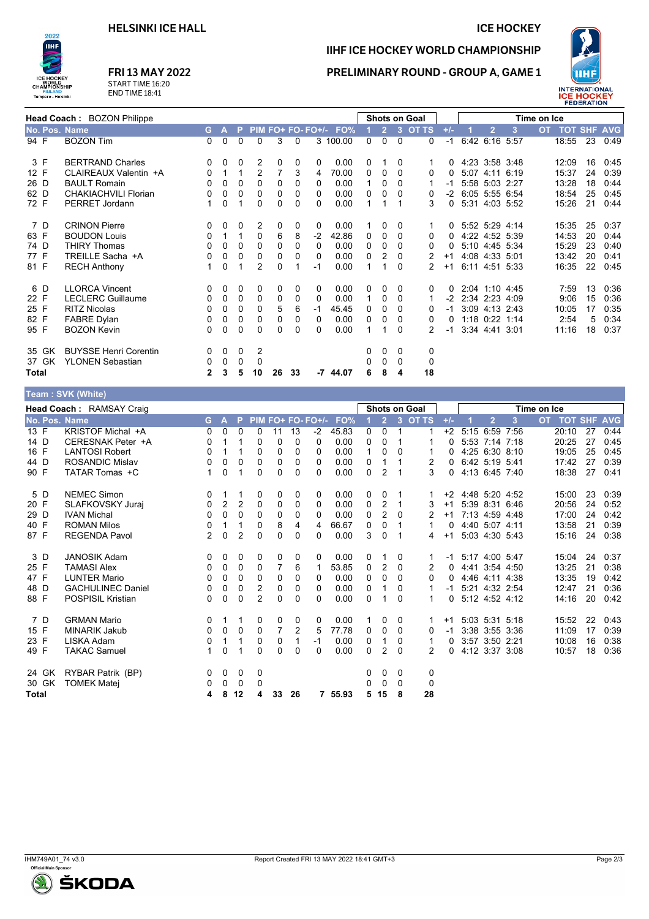HELSINKI ICE HALL

ICE HOCKEY

# IIHF ICE HOCKEY WORLD CHAMPIONSHIP

## PRELIMINARY ROUND - GROUP A, GAME 1

**FRI 13 MAY 2022**
START TIME 16:20
END TIME 18:41

**Head Coach :** BOZON Philippe

| No. | Pos. | Name | G | A | P | PIM | FO+ | FO- | FO+/- | FO% | SoG 1 | SoG 2 | SoG 3 | SoG OT | SoG TS | +/- | TOI 1 | TOI 2 | TOI 3 | TOI OT | TOT | SHF | AVG |
|---|---|---|---|---|---|---|---|---|---|---|---|---|---|---|---|---|---|---|---|---|---|---|---|
| 94 | F | BOZON Tim | 0 | 0 | 0 | 0 | 3 | 0 | 3 | 100.00 | 0 | 0 | 0 | | 0 | -1 | 6:42 | 6:16 | 5:57 | | 18:55 | 23 | 0:49 |
| 3 | F | BERTRAND Charles | 0 | 0 | 0 | 2 | 0 | 0 | 0 | 0.00 | 0 | 1 | 0 | | 1 | 0 | 4:23 | 3:58 | 3:48 | | 12:09 | 16 | 0:45 |
| 12 | F | CLAIREAUX Valentin +A | 0 | 1 | 1 | 2 | 7 | 3 | 4 | 70.00 | 0 | 0 | 0 | | 0 | 0 | 5:07 | 4:11 | 6:19 | | 15:37 | 24 | 0:39 |
| 26 | D | BAULT Romain | 0 | 0 | 0 | 0 | 0 | 0 | 0 | 0.00 | 1 | 0 | 0 | | 1 | -1 | 5:58 | 5:03 | 2:27 | | 13:28 | 18 | 0:44 |
| 62 | D | CHAKIACHVILI Florian | 0 | 0 | 0 | 0 | 0 | 0 | 0 | 0.00 | 0 | 0 | 0 | | 0 | -2 | 6:05 | 5:55 | 6:54 | | 18:54 | 25 | 0:45 |
| 72 | F | PERRET Jordann | 1 | 0 | 1 | 0 | 0 | 0 | 0 | 0.00 | 1 | 1 | 1 | | 3 | 0 | 5:31 | 4:03 | 5:52 | | 15:26 | 21 | 0:44 |
| 7 | D | CRINON Pierre | 0 | 0 | 0 | 2 | 0 | 0 | 0 | 0.00 | 1 | 0 | 0 | | 1 | 0 | 5:52 | 5:29 | 4:14 | | 15:35 | 25 | 0:37 |
| 63 | F | BOUDON Louis | 0 | 1 | 1 | 0 | 6 | 8 | -2 | 42.86 | 0 | 0 | 0 | | 0 | 0 | 4:22 | 4:52 | 5:39 | | 14:53 | 20 | 0:44 |
| 74 | D | THIRY Thomas | 0 | 0 | 0 | 0 | 0 | 0 | 0 | 0.00 | 0 | 0 | 0 | | 0 | 0 | 5:10 | 4:45 | 5:34 | | 15:29 | 23 | 0:40 |
| 77 | F | TREILLE Sacha +A | 0 | 0 | 0 | 0 | 0 | 0 | 0 | 0.00 | 0 | 2 | 0 | | 2 | +1 | 4:08 | 4:33 | 5:01 | | 13:42 | 20 | 0:41 |
| 81 | F | RECH Anthony | 1 | 0 | 1 | 2 | 0 | 1 | -1 | 0.00 | 1 | 1 | 0 | | 2 | +1 | 6:11 | 4:51 | 5:33 | | 16:35 | 22 | 0:45 |
| 6 | D | LLORCA Vincent | 0 | 0 | 0 | 0 | 0 | 0 | 0 | 0.00 | 0 | 0 | 0 | | 0 | 0 | 2:04 | 1:10 | 4:45 | | 7:59 | 13 | 0:36 |
| 22 | F | LECLERC Guillaume | 0 | 0 | 0 | 0 | 0 | 0 | 0 | 0.00 | 1 | 0 | 0 | | 1 | -2 | 2:34 | 2:23 | 4:09 | | 9:06 | 15 | 0:36 |
| 25 | F | RITZ Nicolas | 0 | 0 | 0 | 0 | 5 | 6 | -1 | 45.45 | 0 | 0 | 0 | | 0 | -1 | 3:09 | 4:13 | 2:43 | | 10:05 | 17 | 0:35 |
| 82 | F | FABRE Dylan | 0 | 0 | 0 | 0 | 0 | 0 | 0 | 0.00 | 0 | 0 | 0 | | 0 | 0 | 1:18 | 0:22 | 1:14 | | 2:54 | 5 | 0:34 |
| 95 | F | BOZON Kevin | 0 | 0 | 0 | 0 | 0 | 0 | 0 | 0.00 | 1 | 1 | 0 | | 2 | -1 | 3:34 | 4:41 | 3:01 | | 11:16 | 18 | 0:37 |
| 35 | GK | BUYSSE Henri Corentin | 0 | 0 | 0 | 2 | | | | | 0 | 0 | 0 | | 0 | | | | | | | | |
| 37 | GK | YLONEN Sebastian | 0 | 0 | 0 | 0 | | | | | 0 | 0 | 0 | | 0 | | | | | | | | |
| **Total** | | | **2** | **3** | **5** | **10** | **26** | **33** | **-7** | **44.07** | **6** | **8** | **4** | | **18** | | | | | | | | |

**Team : SVK (White)**

**Head Coach :** RAMSAY Craig

| No. | Pos. | Name | G | A | P | PIM | FO+ | FO- | FO+/- | FO% | SoG 1 | SoG 2 | SoG 3 | SoG OT | SoG TS | +/- | TOI 1 | TOI 2 | TOI 3 | TOI OT | TOT | SHF | AVG |
|---|---|---|---|---|---|---|---|---|---|---|---|---|---|---|---|---|---|---|---|---|---|---|---|
| 13 | F | KRISTOF Michal +A | 0 | 0 | 0 | 0 | 11 | 13 | -2 | 45.83 | 0 | 0 | 1 | | 1 | +2 | 5:15 | 6:59 | 7:56 | | 20:10 | 27 | 0:44 |
| 14 | D | CERESNAK Peter +A | 0 | 1 | 1 | 0 | 0 | 0 | 0 | 0.00 | 0 | 0 | 1 | | 1 | 0 | 5:53 | 7:14 | 7:18 | | 20:25 | 27 | 0:45 |
| 16 | F | LANTOSI Robert | 0 | 1 | 1 | 0 | 0 | 0 | 0 | 0.00 | 1 | 0 | 0 | | 1 | 0 | 4:25 | 6:30 | 8:10 | | 19:05 | 25 | 0:45 |
| 44 | D | ROSANDIC Mislav | 0 | 0 | 0 | 0 | 0 | 0 | 0 | 0.00 | 0 | 1 | 1 | | 2 | 0 | 6:42 | 5:19 | 5:41 | | 17:42 | 27 | 0:39 |
| 90 | F | TATAR Tomas +C | 1 | 0 | 1 | 0 | 0 | 0 | 0 | 0.00 | 0 | 2 | 1 | | 3 | 0 | 4:13 | 6:45 | 7:40 | | 18:38 | 27 | 0:41 |
| 5 | D | NEMEC Simon | 0 | 1 | 1 | 0 | 0 | 0 | 0 | 0.00 | 0 | 0 | 1 | | 1 | +2 | 4:48 | 5:20 | 4:52 | | 15:00 | 23 | 0:39 |
| 20 | F | SLAFKOVSKY Juraj | 0 | 2 | 2 | 0 | 0 | 0 | 0 | 0.00 | 0 | 2 | 1 | | 3 | +1 | 5:39 | 8:31 | 6:46 | | 20:56 | 24 | 0:52 |
| 29 | D | IVAN Michal | 0 | 0 | 0 | 0 | 0 | 0 | 0 | 0.00 | 0 | 2 | 0 | | 2 | +1 | 7:13 | 4:59 | 4:48 | | 17:00 | 24 | 0:42 |
| 40 | F | ROMAN Milos | 0 | 1 | 1 | 0 | 8 | 4 | 4 | 66.67 | 0 | 0 | 1 | | 1 | 0 | 4:40 | 5:07 | 4:11 | | 13:58 | 21 | 0:39 |
| 87 | F | REGENDA Pavol | 2 | 0 | 2 | 0 | 0 | 0 | 0 | 0.00 | 3 | 0 | 1 | | 4 | +1 | 5:03 | 4:30 | 5:43 | | 15:16 | 24 | 0:38 |
| 3 | D | JANOSIK Adam | 0 | 0 | 0 | 0 | 0 | 0 | 0 | 0.00 | 0 | 1 | 0 | | 1 | -1 | 5:17 | 4:00 | 5:47 | | 15:04 | 24 | 0:37 |
| 25 | F | TAMASI Alex | 0 | 0 | 0 | 0 | 7 | 6 | 1 | 53.85 | 0 | 2 | 0 | | 2 | 0 | 4:41 | 3:54 | 4:50 | | 13:25 | 21 | 0:38 |
| 47 | F | LUNTER Mario | 0 | 0 | 0 | 0 | 0 | 0 | 0 | 0.00 | 0 | 0 | 0 | | 0 | 0 | 4:46 | 4:11 | 4:38 | | 13:35 | 19 | 0:42 |
| 48 | D | GACHULINEC Daniel | 0 | 0 | 0 | 2 | 0 | 0 | 0 | 0.00 | 0 | 1 | 0 | | 1 | -1 | 5:21 | 4:32 | 2:54 | | 12:47 | 21 | 0:36 |
| 88 | F | POSPISIL Kristian | 0 | 0 | 0 | 2 | 0 | 0 | 0 | 0.00 | 0 | 1 | 0 | | 1 | 0 | 5:12 | 4:52 | 4:12 | | 14:16 | 20 | 0:42 |
| 7 | D | GRMAN Mario | 0 | 1 | 1 | 0 | 0 | 0 | 0 | 0.00 | 1 | 0 | 0 | | 1 | +1 | 5:03 | 5:31 | 5:18 | | 15:52 | 22 | 0:43 |
| 15 | F | MINARIK Jakub | 0 | 0 | 0 | 0 | 7 | 2 | 5 | 77.78 | 0 | 0 | 0 | | 0 | -1 | 3:38 | 3:55 | 3:36 | | 11:09 | 17 | 0:39 |
| 23 | F | LISKA Adam | 0 | 1 | 1 | 0 | 0 | 1 | -1 | 0.00 | 0 | 1 | 0 | | 1 | 0 | 3:57 | 3:50 | 2:21 | | 10:08 | 16 | 0:38 |
| 49 | F | TAKAC Samuel | 1 | 0 | 1 | 0 | 0 | 0 | 0 | 0.00 | 0 | 2 | 0 | | 2 | 0 | 4:12 | 3:37 | 3:08 | | 10:57 | 18 | 0:36 |
| 24 | GK | RYBAR Patrik (BP) | 0 | 0 | 0 | 0 | | | | | 0 | 0 | 0 | | 0 | | | | | | | | |
| 30 | GK | TOMEK Matej | 0 | 0 | 0 | 0 | | | | | 0 | 0 | 0 | | 0 | | | | | | | | |
| **Total** | | | **4** | **8** | **12** | **4** | **33** | **26** | **7** | **55.93** | **5** | **15** | **8** | | **28** | | | | | | | | |

IHM749A01_74 v3.0

Report Created FRI 13 MAY 2022 18:41 GMT+3

Official Main Sponsor ŠKODA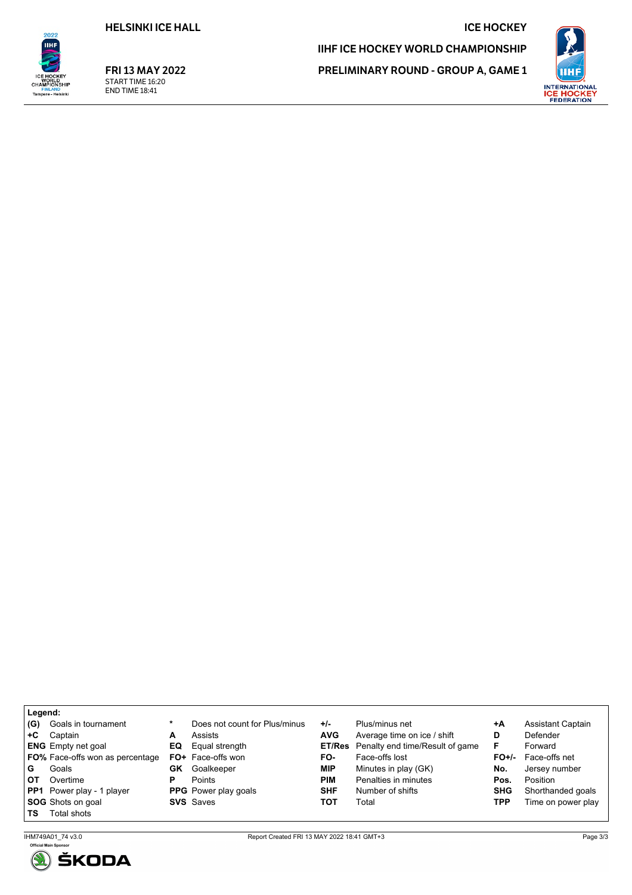| Legend: | | | | | | | |
|---|---|---|---|---|---|---|---|
| **(G)** Goals in tournament | | * | Does not count for Plus/minus | **+/-** | Plus/minus net | **+A** | Assistant Captain |
| **+C** Captain | | **A** | Assists | **AVG** | Average time on ice / shift | **D** | Defender |
| **ENG** Empty net goal | | **EQ** | Equal strength | **ET/Res** | Penalty end time/Result of game | **F** | Forward |
| **FO%** Face-offs won as percentage | | **FO+** | Face-offs won | **FO-** | Face-offs lost | **FO+/-** | Face-offs net |
| **G** Goals | | **GK** | Goalkeeper | **MIP** | Minutes in play (GK) | **No.** | Jersey number |
| **OT** Overtime | | **P** | Points | **PIM** | Penalties in minutes | **Pos.** | Position |
| **PP1** Power play - 1 player | | **PPG** | Power play goals | **SHF** | Number of shifts | **SHG** | Shorthanded goals |
| **SOG** Shots on goal | | **SVS** | Saves | **TOT** | Total | **TPP** | Time on power play |
| **TS** Total shots | | | | | | | |

IHM749A01_74 v3.0 Report Created FRI 13 MAY 2022 18:41 GMT+3